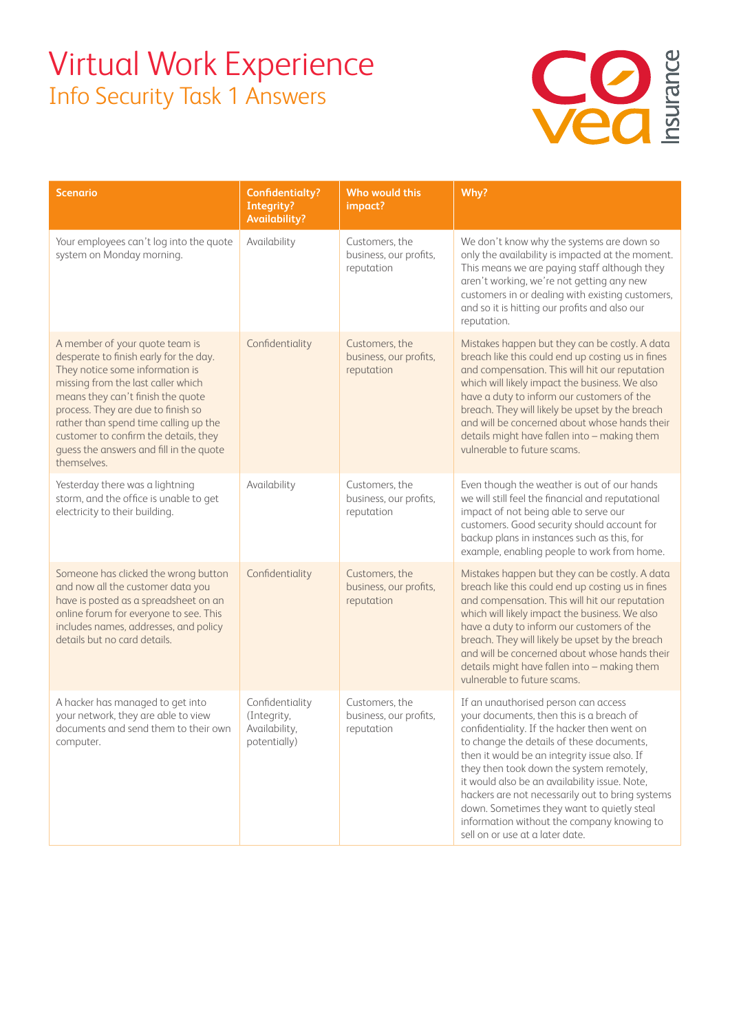# Virtual Work Experience

## Info Security Task 1 Answers

| Scenario | Confidentialty? Integrity? Availability? | Who would this impact? | Why? |
|---|---|---|---|
| Your employees can't log into the quote system on Monday morning. | Availability | Customers, the business, our profits, reputation | We don't know why the systems are down so only the availability is impacted at the moment. This means we are paying staff although they aren't working, we're not getting any new customers in or dealing with existing customers, and so it is hitting our profits and also our reputation. |
| A member of your quote team is desperate to finish early for the day. They notice some information is missing from the last caller which means they can't finish the quote process. They are due to finish so rather than spend time calling up the customer to confirm the details, they guess the answers and fill in the quote themselves. | Confidentiality | Customers, the business, our profits, reputation | Mistakes happen but they can be costly. A data breach like this could end up costing us in fines and compensation. This will hit our reputation which will likely impact the business. We also have a duty to inform our customers of the breach. They will likely be upset by the breach and will be concerned about whose hands their details might have fallen into – making them vulnerable to future scams. |
| Yesterday there was a lightning storm, and the office is unable to get electricity to their building. | Availability | Customers, the business, our profits, reputation | Even though the weather is out of our hands we will still feel the financial and reputational impact of not being able to serve our customers. Good security should account for backup plans in instances such as this, for example, enabling people to work from home. |
| Someone has clicked the wrong button and now all the customer data you have is posted as a spreadsheet on an online forum for everyone to see. This includes names, addresses, and policy details but no card details. | Confidentiality | Customers, the business, our profits, reputation | Mistakes happen but they can be costly. A data breach like this could end up costing us in fines and compensation. This will hit our reputation which will likely impact the business. We also have a duty to inform our customers of the breach. They will likely be upset by the breach and will be concerned about whose hands their details might have fallen into – making them vulnerable to future scams. |
| A hacker has managed to get into your network, they are able to view documents and send them to their own computer. | Confidentiality (Integrity, Availability, potentially) | Customers, the business, our profits, reputation | If an unauthorised person can access your documents, then this is a breach of confidentiality. If the hacker then went on to change the details of these documents, then it would be an integrity issue also. If they then took down the system remotely, it would also be an availability issue. Note, hackers are not necessarily out to bring systems down. Sometimes they want to quietly steal information without the company knowing to sell on or use at a later date. |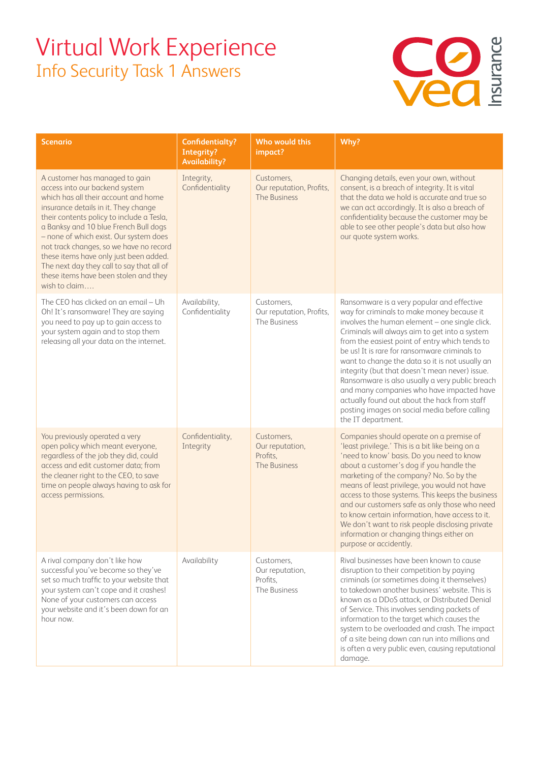# Virtual Work Experience

## Info Security Task 1 Answers

| Scenario | Confidentialty? Integrity? Availability? | Who would this impact? | Why? |
|---|---|---|---|
| A customer has managed to gain access into our backend system which has all their account and home insurance details in it. They change their contents policy to include a Tesla, a Banksy and 10 blue French Bull dogs – none of which exist. Our system does not track changes, so we have no record these items have only just been added. The next day they call to say that all of these items have been stolen and they wish to claim…. | Integrity, Confidentiality | Customers, Our reputation, Profits, The Business | Changing details, even your own, without consent, is a breach of integrity. It is vital that the data we hold is accurate and true so we can act accordingly. It is also a breach of confidentiality because the customer may be able to see other people's data but also how our quote system works. |
| The CEO has clicked on an email – Uh Oh! It's ransomware! They are saying you need to pay up to gain access to your system again and to stop them releasing all your data on the internet. | Availability, Confidentiality | Customers, Our reputation, Profits, The Business | Ransomware is a very popular and effective way for criminals to make money because it involves the human element – one single click. Criminals will always aim to get into a system from the easiest point of entry which tends to be us! It is rare for ransomware criminals to want to change the data so it is not usually an integrity (but that doesn't mean never) issue. Ransomware is also usually a very public breach and many companies who have impacted have actually found out about the hack from staff posting images on social media before calling the IT department. |
| You previously operated a very open policy which meant everyone, regardless of the job they did, could access and edit customer data; from the cleaner right to the CEO, to save time on people always having to ask for access permissions. | Confidentiality, Integrity | Customers, Our reputation, Profits, The Business | Companies should operate on a premise of 'least privilege.' This is a bit like being on a 'need to know' basis. Do you need to know about a customer's dog if you handle the marketing of the company? No. So by the means of least privilege, you would not have access to those systems. This keeps the business and our customers safe as only those who need to know certain information, have access to it. We don't want to risk people disclosing private information or changing things either on purpose or accidently. |
| A rival company don't like how successful you've become so they've set so much traffic to your website that your system can't cope and it crashes! None of your customers can access your website and it's been down for an hour now. | Availability | Customers, Our reputation, Profits, The Business | Rival businesses have been known to cause disruption to their competition by paying criminals (or sometimes doing it themselves) to takedown another business' website. This is known as a DDoS attack, or Distributed Denial of Service. This involves sending packets of information to the target which causes the system to be overloaded and crash. The impact of a site being down can run into millions and is often a very public even, causing reputational damage. |